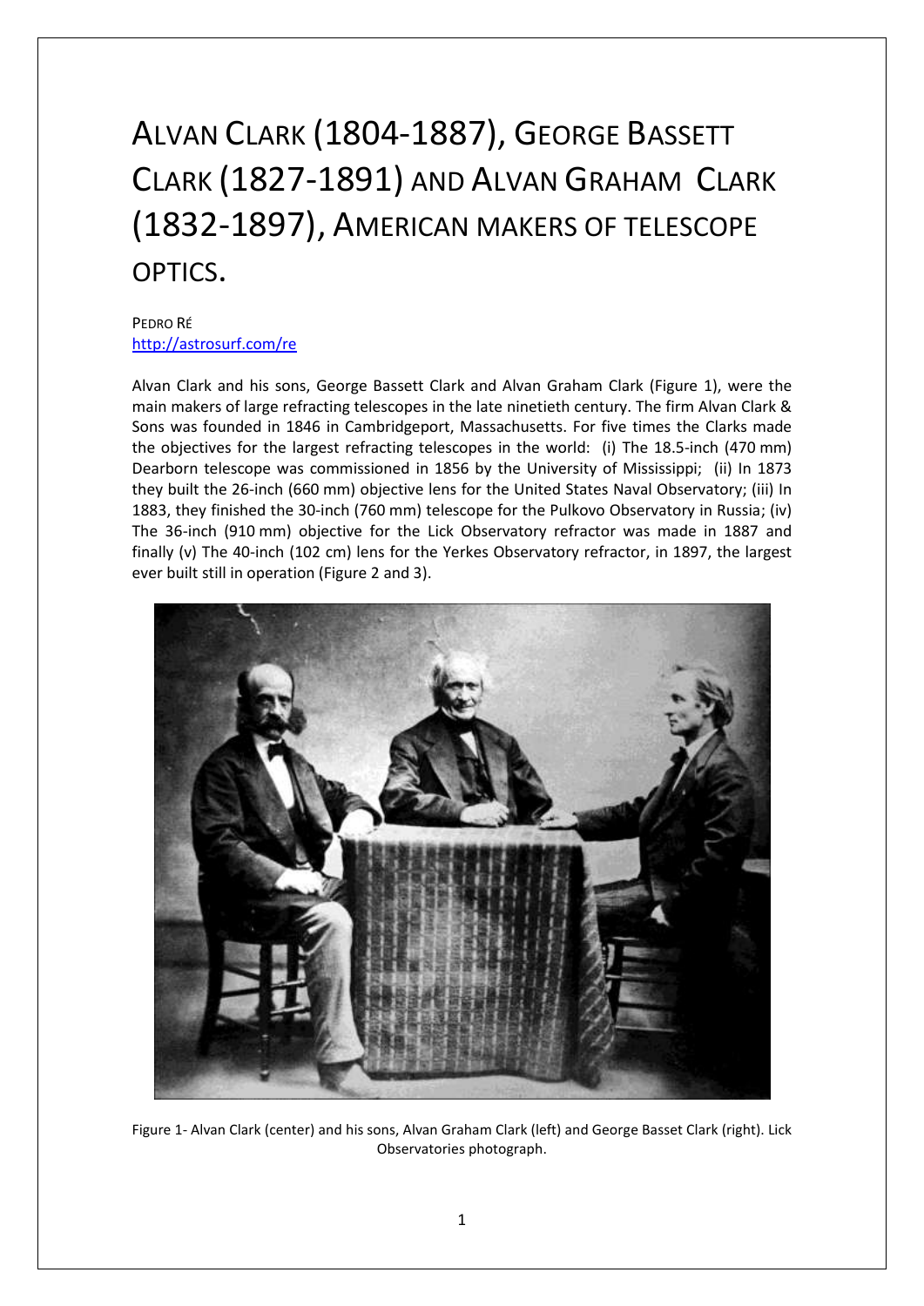# Alvan Clark (1804-1887), George Bassett Clark (1827-1891) and Alvan Graham Clark (1832-1897), American makers of telescope optics.

Pedro Ré
http://astrosurf.com/re

Alvan Clark and his sons, George Bassett Clark and Alvan Graham Clark (Figure 1), were the main makers of large refracting telescopes in the late ninetieth century. The firm Alvan Clark & Sons was founded in 1846 in Cambridgeport, Massachusetts. For five times the Clarks made the objectives for the largest refracting telescopes in the world: (i) The 18.5-inch (470 mm) Dearborn telescope was commissioned in 1856 by the University of Mississippi; (ii) In 1873 they built the 26-inch (660 mm) objective lens for the United States Naval Observatory; (iii) In 1883, they finished the 30-inch (760 mm) telescope for the Pulkovo Observatory in Russia; (iv) The 36-inch (910 mm) objective for the Lick Observatory refractor was made in 1887 and finally (v) The 40-inch (102 cm) lens for the Yerkes Observatory refractor, in 1897, the largest ever built still in operation (Figure 2 and 3).

Figure 1- Alvan Clark (center) and his sons, Alvan Graham Clark (left) and George Basset Clark (right). Lick Observatories photograph.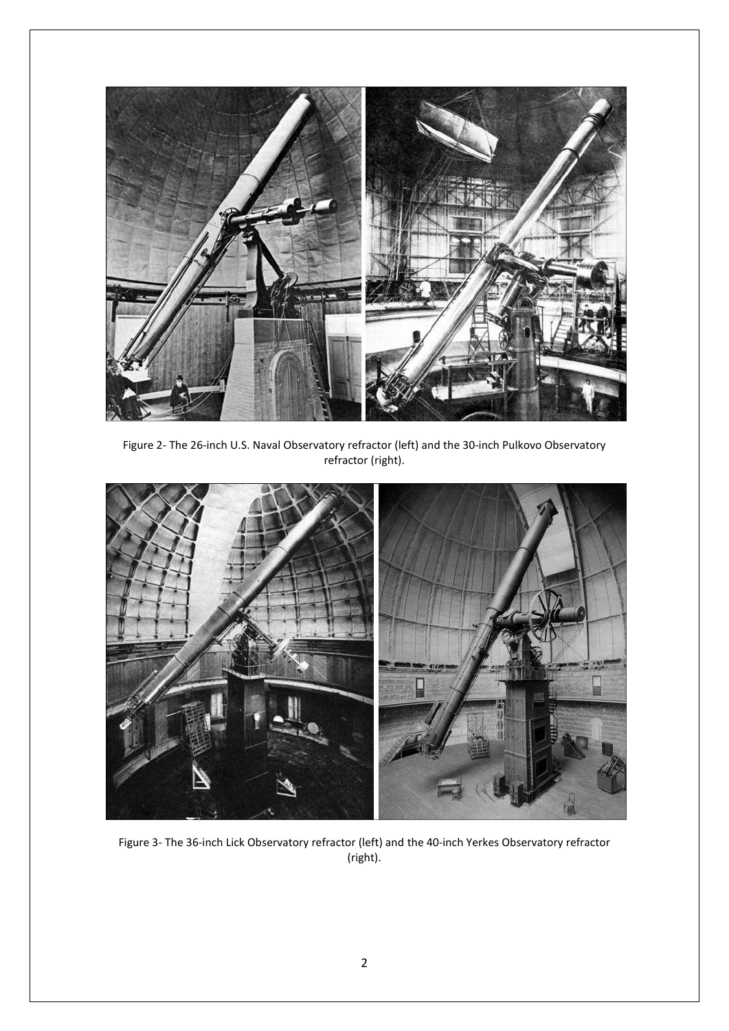Figure 2- The 26-inch U.S. Naval Observatory refractor (left) and the 30-inch Pulkovo Observatory refractor (right).

Figure 3- The 36-inch Lick Observatory refractor (left) and the 40-inch Yerkes Observatory refractor (right).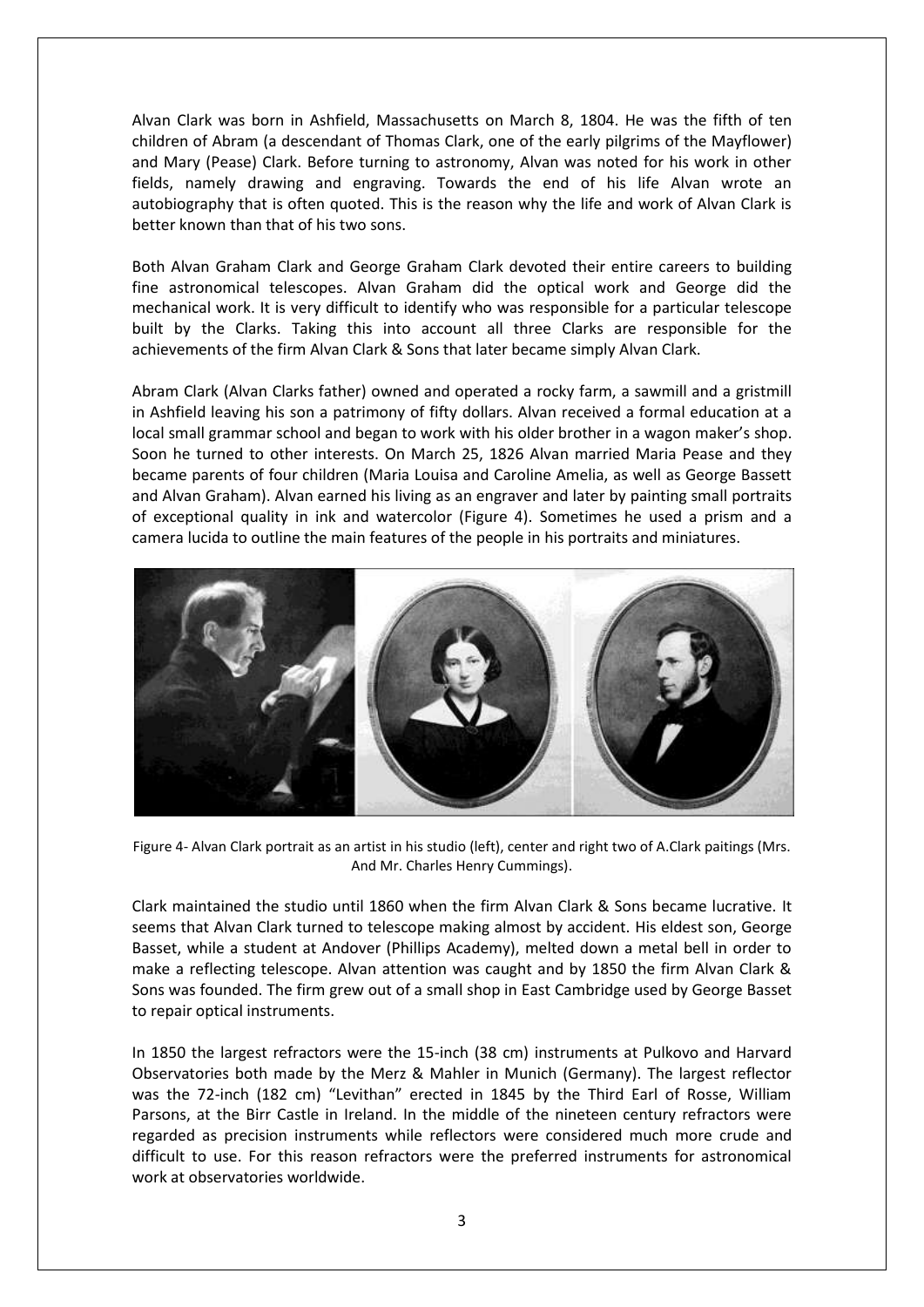Alvan Clark was born in Ashfield, Massachusetts on March 8, 1804. He was the fifth of ten children of Abram (a descendant of Thomas Clark, one of the early pilgrims of the Mayflower) and Mary (Pease) Clark. Before turning to astronomy, Alvan was noted for his work in other fields, namely drawing and engraving. Towards the end of his life Alvan wrote an autobiography that is often quoted. This is the reason why the life and work of Alvan Clark is better known than that of his two sons.

Both Alvan Graham Clark and George Graham Clark devoted their entire careers to building fine astronomical telescopes. Alvan Graham did the optical work and George did the mechanical work. It is very difficult to identify who was responsible for a particular telescope built by the Clarks. Taking this into account all three Clarks are responsible for the achievements of the firm Alvan Clark & Sons that later became simply Alvan Clark.

Abram Clark (Alvan Clarks father) owned and operated a rocky farm, a sawmill and a gristmill in Ashfield leaving his son a patrimony of fifty dollars. Alvan received a formal education at a local small grammar school and began to work with his older brother in a wagon maker's shop. Soon he turned to other interests. On March 25, 1826 Alvan married Maria Pease and they became parents of four children (Maria Louisa and Caroline Amelia, as well as George Bassett and Alvan Graham). Alvan earned his living as an engraver and later by painting small portraits of exceptional quality in ink and watercolor (Figure 4). Sometimes he used a prism and a camera lucida to outline the main features of the people in his portraits and miniatures.

Figure 4- Alvan Clark portrait as an artist in his studio (left), center and right two of A.Clark paitings (Mrs. And Mr. Charles Henry Cummings).

Clark maintained the studio until 1860 when the firm Alvan Clark & Sons became lucrative. It seems that Alvan Clark turned to telescope making almost by accident. His eldest son, George Basset, while a student at Andover (Phillips Academy), melted down a metal bell in order to make a reflecting telescope. Alvan attention was caught and by 1850 the firm Alvan Clark & Sons was founded. The firm grew out of a small shop in East Cambridge used by George Basset to repair optical instruments.

In 1850 the largest refractors were the 15-inch (38 cm) instruments at Pulkovo and Harvard Observatories both made by the Merz & Mahler in Munich (Germany). The largest reflector was the 72-inch (182 cm) "Levithan" erected in 1845 by the Third Earl of Rosse, William Parsons, at the Birr Castle in Ireland. In the middle of the nineteen century refractors were regarded as precision instruments while reflectors were considered much more crude and difficult to use. For this reason refractors were the preferred instruments for astronomical work at observatories worldwide.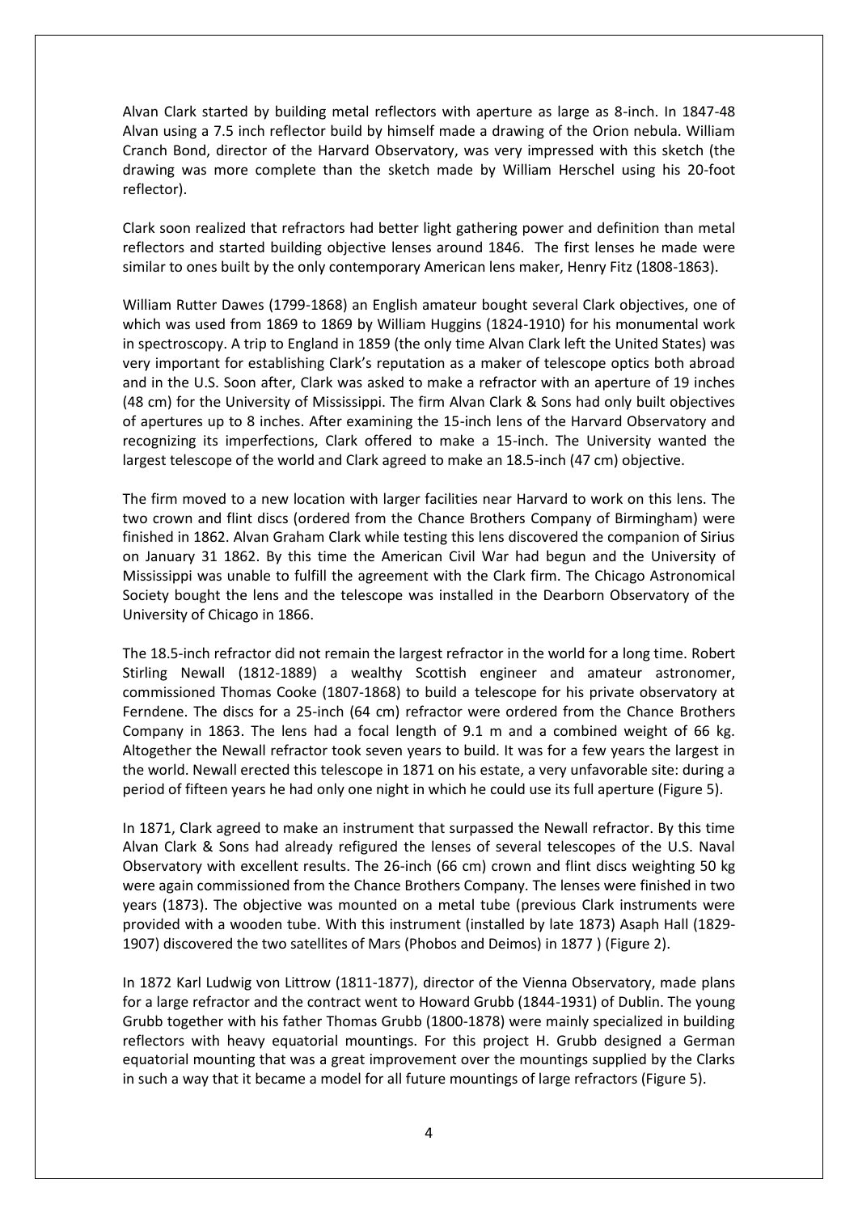Alvan Clark started by building metal reflectors with aperture as large as 8-inch. In 1847-48 Alvan using a 7.5 inch reflector build by himself made a drawing of the Orion nebula. William Cranch Bond, director of the Harvard Observatory, was very impressed with this sketch (the drawing was more complete than the sketch made by William Herschel using his 20-foot reflector).

Clark soon realized that refractors had better light gathering power and definition than metal reflectors and started building objective lenses around 1846. The first lenses he made were similar to ones built by the only contemporary American lens maker, Henry Fitz (1808-1863).

William Rutter Dawes (1799-1868) an English amateur bought several Clark objectives, one of which was used from 1869 to 1869 by William Huggins (1824-1910) for his monumental work in spectroscopy. A trip to England in 1859 (the only time Alvan Clark left the United States) was very important for establishing Clark's reputation as a maker of telescope optics both abroad and in the U.S. Soon after, Clark was asked to make a refractor with an aperture of 19 inches (48 cm) for the University of Mississippi. The firm Alvan Clark & Sons had only built objectives of apertures up to 8 inches. After examining the 15-inch lens of the Harvard Observatory and recognizing its imperfections, Clark offered to make a 15-inch. The University wanted the largest telescope of the world and Clark agreed to make an 18.5-inch (47 cm) objective.

The firm moved to a new location with larger facilities near Harvard to work on this lens. The two crown and flint discs (ordered from the Chance Brothers Company of Birmingham) were finished in 1862. Alvan Graham Clark while testing this lens discovered the companion of Sirius on January 31 1862. By this time the American Civil War had begun and the University of Mississippi was unable to fulfill the agreement with the Clark firm. The Chicago Astronomical Society bought the lens and the telescope was installed in the Dearborn Observatory of the University of Chicago in 1866.

The 18.5-inch refractor did not remain the largest refractor in the world for a long time. Robert Stirling Newall (1812-1889) a wealthy Scottish engineer and amateur astronomer, commissioned Thomas Cooke (1807-1868) to build a telescope for his private observatory at Ferndene. The discs for a 25-inch (64 cm) refractor were ordered from the Chance Brothers Company in 1863. The lens had a focal length of 9.1 m and a combined weight of 66 kg. Altogether the Newall refractor took seven years to build. It was for a few years the largest in the world. Newall erected this telescope in 1871 on his estate, a very unfavorable site: during a period of fifteen years he had only one night in which he could use its full aperture (Figure 5).

In 1871, Clark agreed to make an instrument that surpassed the Newall refractor. By this time Alvan Clark & Sons had already refigured the lenses of several telescopes of the U.S. Naval Observatory with excellent results. The 26-inch (66 cm) crown and flint discs weighting 50 kg were again commissioned from the Chance Brothers Company. The lenses were finished in two years (1873). The objective was mounted on a metal tube (previous Clark instruments were provided with a wooden tube. With this instrument (installed by late 1873) Asaph Hall (1829-1907) discovered the two satellites of Mars (Phobos and Deimos) in 1877 ) (Figure 2).

In 1872 Karl Ludwig von Littrow (1811-1877), director of the Vienna Observatory, made plans for a large refractor and the contract went to Howard Grubb (1844-1931) of Dublin. The young Grubb together with his father Thomas Grubb (1800-1878) were mainly specialized in building reflectors with heavy equatorial mountings. For this project H. Grubb designed a German equatorial mounting that was a great improvement over the mountings supplied by the Clarks in such a way that it became a model for all future mountings of large refractors (Figure 5).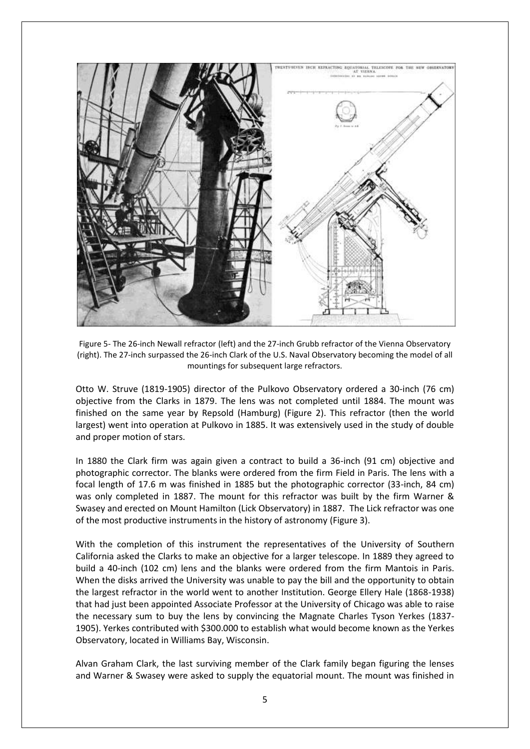Figure 5- The 26-inch Newall refractor (left) and the 27-inch Grubb refractor of the Vienna Observatory (right). The 27-inch surpassed the 26-inch Clark of the U.S. Naval Observatory becoming the model of all mountings for subsequent large refractors.

Otto W. Struve (1819-1905) director of the Pulkovo Observatory ordered a 30-inch (76 cm) objective from the Clarks in 1879. The lens was not completed until 1884. The mount was finished on the same year by Repsold (Hamburg) (Figure 2). This refractor (then the world largest) went into operation at Pulkovo in 1885. It was extensively used in the study of double and proper motion of stars.

In 1880 the Clark firm was again given a contract to build a 36-inch (91 cm) objective and photographic corrector. The blanks were ordered from the firm Field in Paris. The lens with a focal length of 17.6 m was finished in 1885 but the photographic corrector (33-inch, 84 cm) was only completed in 1887. The mount for this refractor was built by the firm Warner & Swasey and erected on Mount Hamilton (Lick Observatory) in 1887. The Lick refractor was one of the most productive instruments in the history of astronomy (Figure 3).

With the completion of this instrument the representatives of the University of Southern California asked the Clarks to make an objective for a larger telescope. In 1889 they agreed to build a 40-inch (102 cm) lens and the blanks were ordered from the firm Mantois in Paris. When the disks arrived the University was unable to pay the bill and the opportunity to obtain the largest refractor in the world went to another Institution. George Ellery Hale (1868-1938) that had just been appointed Associate Professor at the University of Chicago was able to raise the necessary sum to buy the lens by convincing the Magnate Charles Tyson Yerkes (1837-1905). Yerkes contributed with $300.000 to establish what would become known as the Yerkes Observatory, located in Williams Bay, Wisconsin.

Alvan Graham Clark, the last surviving member of the Clark family began figuring the lenses and Warner & Swasey were asked to supply the equatorial mount. The mount was finished in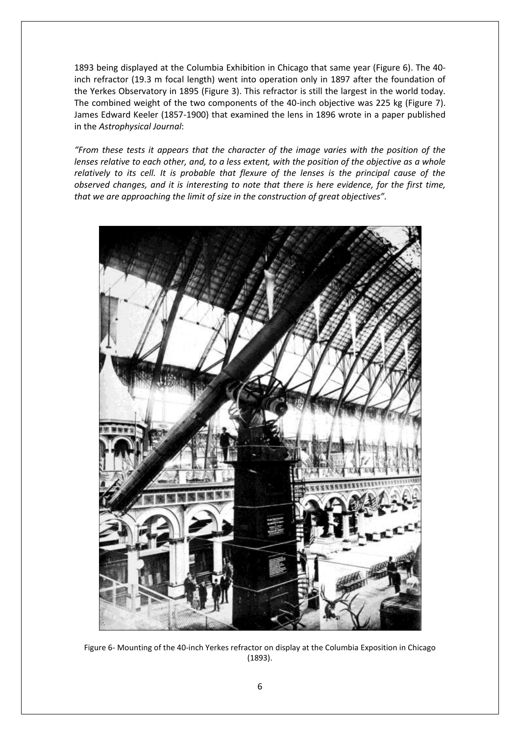1893 being displayed at the Columbia Exhibition in Chicago that same year (Figure 6). The 40-inch refractor (19.3 m focal length) went into operation only in 1897 after the foundation of the Yerkes Observatory in 1895 (Figure 3). This refractor is still the largest in the world today. The combined weight of the two components of the 40-inch objective was 225 kg (Figure 7). James Edward Keeler (1857-1900) that examined the lens in 1896 wrote in a paper published in the *Astrophysical Journal*:

*"From these tests it appears that the character of the image varies with the position of the lenses relative to each other, and, to a less extent, with the position of the objective as a whole relatively to its cell. It is probable that flexure of the lenses is the principal cause of the observed changes, and it is interesting to note that there is here evidence, for the first time, that we are approaching the limit of size in the construction of great objectives".*

Figure 6- Mounting of the 40-inch Yerkes refractor on display at the Columbia Exposition in Chicago (1893).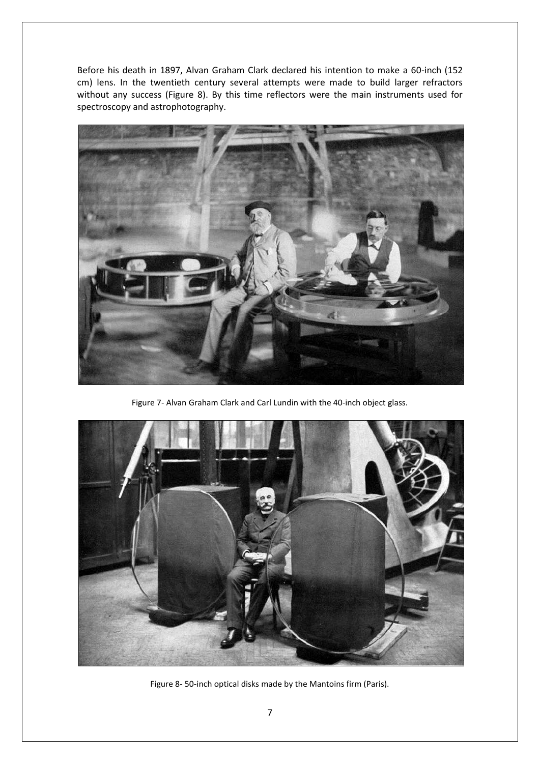Before his death in 1897, Alvan Graham Clark declared his intention to make a 60-inch (152 cm) lens. In the twentieth century several attempts were made to build larger refractors without any success (Figure 8). By this time reflectors were the main instruments used for spectroscopy and astrophotography.

Figure 7- Alvan Graham Clark and Carl Lundin with the 40-inch object glass.

Figure 8- 50-inch optical disks made by the Mantoins firm (Paris).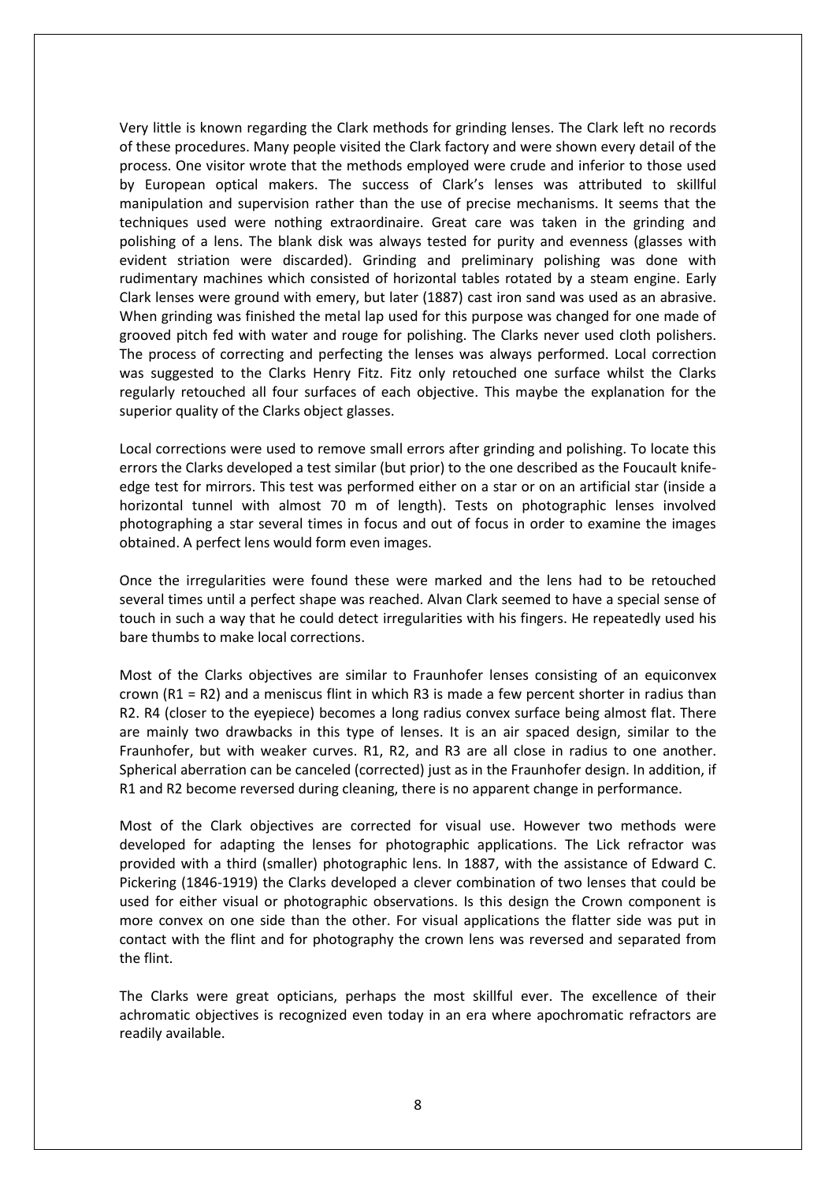Very little is known regarding the Clark methods for grinding lenses. The Clark left no records of these procedures. Many people visited the Clark factory and were shown every detail of the process. One visitor wrote that the methods employed were crude and inferior to those used by European optical makers. The success of Clark's lenses was attributed to skillful manipulation and supervision rather than the use of precise mechanisms. It seems that the techniques used were nothing extraordinaire. Great care was taken in the grinding and polishing of a lens. The blank disk was always tested for purity and evenness (glasses with evident striation were discarded). Grinding and preliminary polishing was done with rudimentary machines which consisted of horizontal tables rotated by a steam engine. Early Clark lenses were ground with emery, but later (1887) cast iron sand was used as an abrasive. When grinding was finished the metal lap used for this purpose was changed for one made of grooved pitch fed with water and rouge for polishing. The Clarks never used cloth polishers. The process of correcting and perfecting the lenses was always performed. Local correction was suggested to the Clarks Henry Fitz. Fitz only retouched one surface whilst the Clarks regularly retouched all four surfaces of each objective. This maybe the explanation for the superior quality of the Clarks object glasses.

Local corrections were used to remove small errors after grinding and polishing. To locate this errors the Clarks developed a test similar (but prior) to the one described as the Foucault knife-edge test for mirrors. This test was performed either on a star or on an artificial star (inside a horizontal tunnel with almost 70 m of length). Tests on photographic lenses involved photographing a star several times in focus and out of focus in order to examine the images obtained. A perfect lens would form even images.

Once the irregularities were found these were marked and the lens had to be retouched several times until a perfect shape was reached. Alvan Clark seemed to have a special sense of touch in such a way that he could detect irregularities with his fingers. He repeatedly used his bare thumbs to make local corrections.

Most of the Clarks objectives are similar to Fraunhofer lenses consisting of an equiconvex crown (R1 = R2) and a meniscus flint in which R3 is made a few percent shorter in radius than R2. R4 (closer to the eyepiece) becomes a long radius convex surface being almost flat. There are mainly two drawbacks in this type of lenses. It is an air spaced design, similar to the Fraunhofer, but with weaker curves. R1, R2, and R3 are all close in radius to one another. Spherical aberration can be canceled (corrected) just as in the Fraunhofer design. In addition, if R1 and R2 become reversed during cleaning, there is no apparent change in performance.

Most of the Clark objectives are corrected for visual use. However two methods were developed for adapting the lenses for photographic applications. The Lick refractor was provided with a third (smaller) photographic lens. In 1887, with the assistance of Edward C. Pickering (1846-1919) the Clarks developed a clever combination of two lenses that could be used for either visual or photographic observations. Is this design the Crown component is more convex on one side than the other. For visual applications the flatter side was put in contact with the flint and for photography the crown lens was reversed and separated from the flint.

The Clarks were great opticians, perhaps the most skillful ever. The excellence of their achromatic objectives is recognized even today in an era where apochromatic refractors are readily available.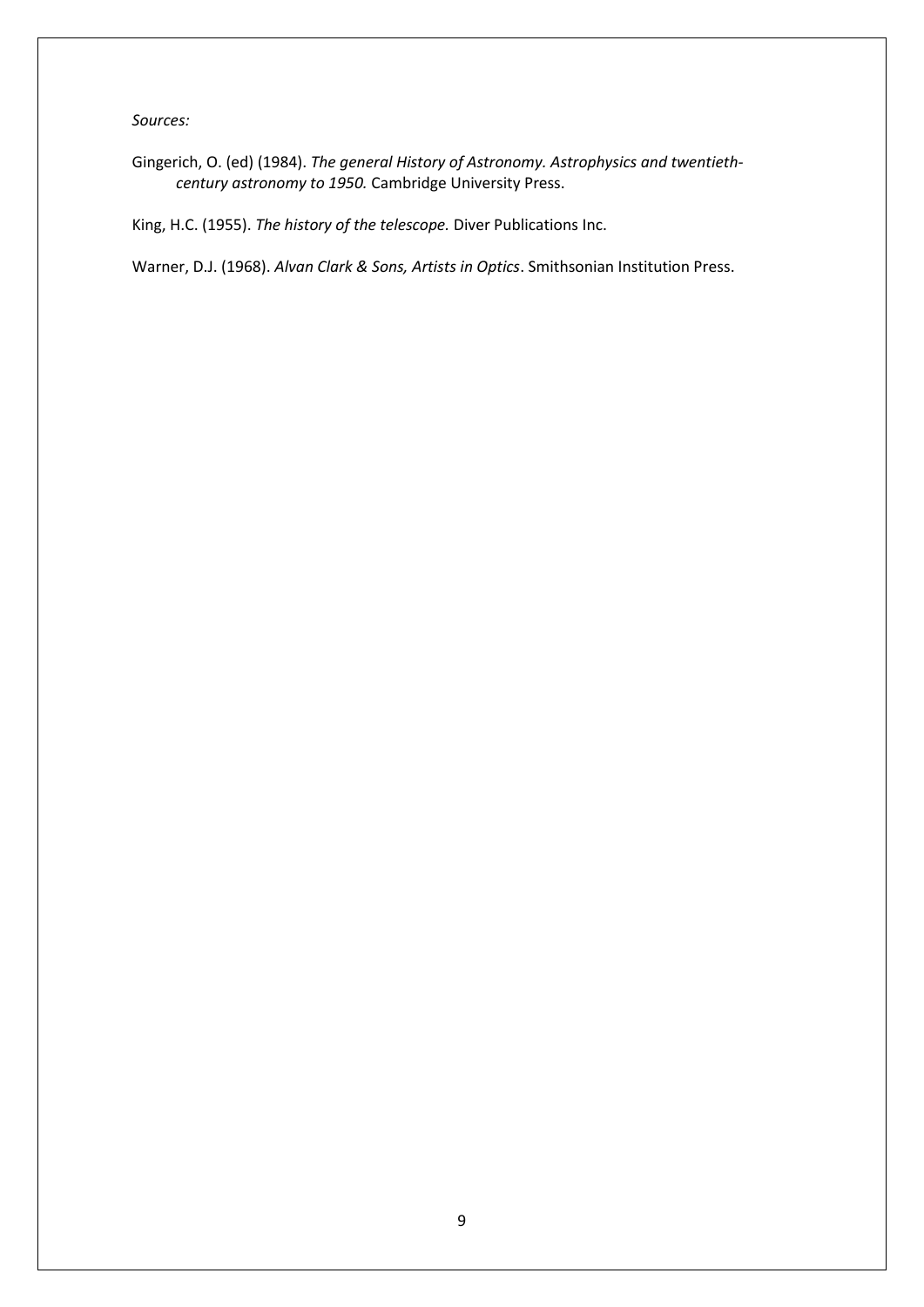*Sources:*

Gingerich, O. (ed) (1984). *The general History of Astronomy. Astrophysics and twentieth-century astronomy to 1950.* Cambridge University Press.

King, H.C. (1955). *The history of the telescope.* Diver Publications Inc.

Warner, D.J. (1968). *Alvan Clark & Sons, Artists in Optics*. Smithsonian Institution Press.